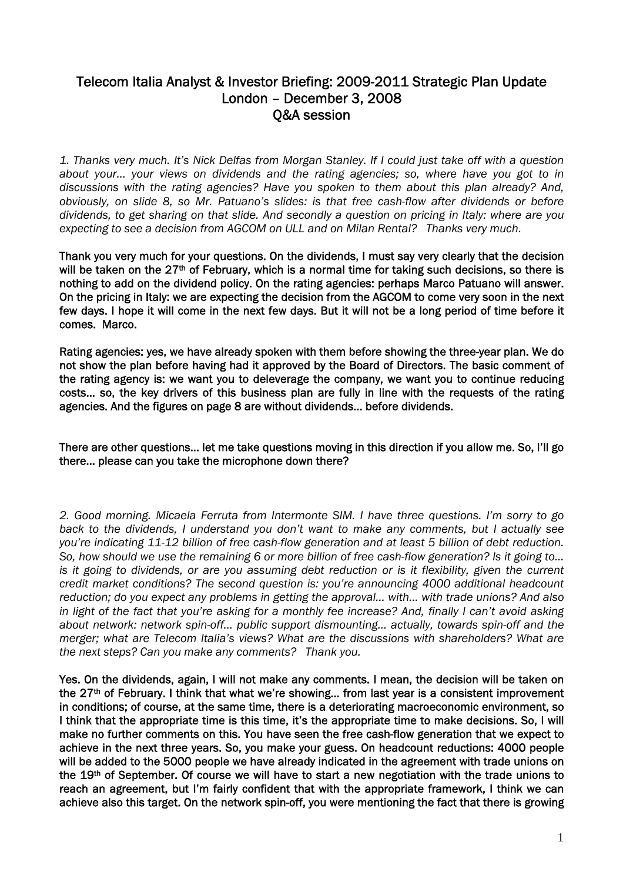# Telecom Italia Analyst & Investor Briefing: 2009-2011 Strategic Plan Update
## London – December 3, 2008
## Q&A session

*1. Thanks very much. It's Nick Delfas from Morgan Stanley. If I could just take off with a question about your… your views on dividends and the rating agencies; so, where have you got to in discussions with the rating agencies? Have you spoken to them about this plan already? And, obviously, on slide 8, so Mr. Patuano's slides: is that free cash-flow after dividends or before dividends, to get sharing on that slide. And secondly a question on pricing in Italy: where are you expecting to see a decision from AGCOM on ULL and on Milan Rental? Thanks very much.*

**Thank you very much for your questions. On the dividends, I must say very clearly that the decision will be taken on the 27th of February, which is a normal time for taking such decisions, so there is nothing to add on the dividend policy. On the rating agencies: perhaps Marco Patuano will answer. On the pricing in Italy: we are expecting the decision from the AGCOM to come very soon in the next few days. I hope it will come in the next few days. But it will not be a long period of time before it comes. Marco.**

**Rating agencies: yes, we have already spoken with them before showing the three-year plan. We do not show the plan before having had it approved by the Board of Directors. The basic comment of the rating agency is: we want you to deleverage the company, we want you to continue reducing costs… so, the key drivers of this business plan are fully in line with the requests of the rating agencies. And the figures on page 8 are without dividends… before dividends.**

**There are other questions… let me take questions moving in this direction if you allow me. So, I'll go there… please can you take the microphone down there?**

*2. Good morning. Micaela Ferruta from Intermonte SIM. I have three questions. I'm sorry to go back to the dividends, I understand you don't want to make any comments, but I actually see you're indicating 11-12 billion of free cash-flow generation and at least 5 billion of debt reduction. So, how should we use the remaining 6 or more billion of free cash-flow generation? Is it going to… is it going to dividends, or are you assuming debt reduction or is it flexibility, given the current credit market conditions? The second question is: you're announcing 4000 additional headcount reduction; do you expect any problems in getting the approval… with… with trade unions? And also in light of the fact that you're asking for a monthly fee increase? And, finally I can't avoid asking about network: network spin-off… public support dismounting… actually, towards spin-off and the merger; what are Telecom Italia's views? What are the discussions with shareholders? What are the next steps? Can you make any comments? Thank you.*

**Yes. On the dividends, again, I will not make any comments. I mean, the decision will be taken on the 27th of February. I think that what we're showing… from last year is a consistent improvement in conditions; of course, at the same time, there is a deteriorating macroeconomic environment, so I think that the appropriate time is this time, it's the appropriate time to make decisions. So, I will make no further comments on this. You have seen the free cash-flow generation that we expect to achieve in the next three years. So, you make your guess. On headcount reductions: 4000 people will be added to the 5000 people we have already indicated in the agreement with trade unions on the 19th of September. Of course we will have to start a new negotiation with the trade unions to reach an agreement, but I'm fairly confident that with the appropriate framework, I think we can achieve also this target. On the network spin-off, you were mentioning the fact that there is growing**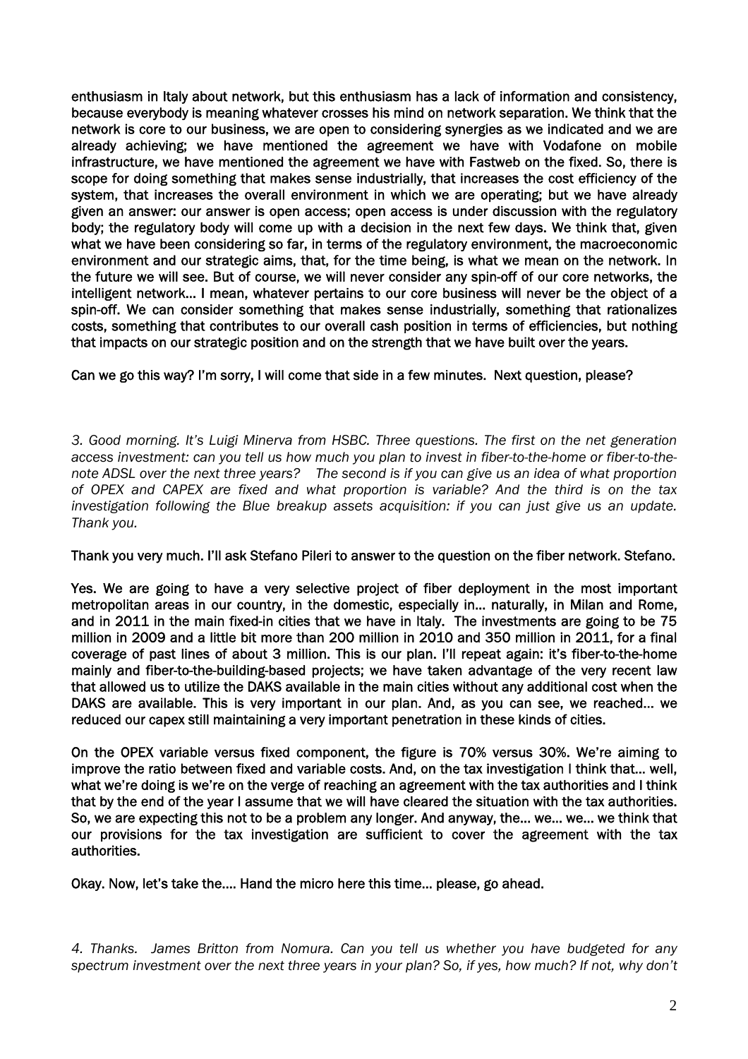**enthusiasm in Italy about network, but this enthusiasm has a lack of information and consistency, because everybody is meaning whatever crosses his mind on network separation. We think that the network is core to our business, we are open to considering synergies as we indicated and we are already achieving; we have mentioned the agreement we have with Vodafone on mobile infrastructure, we have mentioned the agreement we have with Fastweb on the fixed. So, there is scope for doing something that makes sense industrially, that increases the cost efficiency of the system, that increases the overall environment in which we are operating; but we have already given an answer: our answer is open access; open access is under discussion with the regulatory body; the regulatory body will come up with a decision in the next few days. We think that, given what we have been considering so far, in terms of the regulatory environment, the macroeconomic environment and our strategic aims, that, for the time being, is what we mean on the network. In the future we will see. But of course, we will never consider any spin-off of our core networks, the intelligent network... I mean, whatever pertains to our core business will never be the object of a spin-off. We can consider something that makes sense industrially, something that rationalizes costs, something that contributes to our overall cash position in terms of efficiencies, but nothing that impacts on our strategic position and on the strength that we have built over the years.**

**Can we go this way? I'm sorry, I will come that side in a few minutes. Next question, please?**

*3. Good morning. It's Luigi Minerva from HSBC. Three questions. The first on the net generation access investment: can you tell us how much you plan to invest in fiber-to-the-home or fiber-to-the-note ADSL over the next three years? The second is if you can give us an idea of what proportion of OPEX and CAPEX are fixed and what proportion is variable? And the third is on the tax investigation following the Blue breakup assets acquisition: if you can just give us an update. Thank you.*

**Thank you very much. I'll ask Stefano Pileri to answer to the question on the fiber network. Stefano.**

**Yes. We are going to have a very selective project of fiber deployment in the most important metropolitan areas in our country, in the domestic, especially in... naturally, in Milan and Rome, and in 2011 in the main fixed-in cities that we have in Italy. The investments are going to be 75 million in 2009 and a little bit more than 200 million in 2010 and 350 million in 2011, for a final coverage of past lines of about 3 million. This is our plan. I'll repeat again: it's fiber-to-the-home mainly and fiber-to-the-building-based projects; we have taken advantage of the very recent law that allowed us to utilize the DAKS available in the main cities without any additional cost when the DAKS are available. This is very important in our plan. And, as you can see, we reached... we reduced our capex still maintaining a very important penetration in these kinds of cities.**

**On the OPEX variable versus fixed component, the figure is 70% versus 30%. We're aiming to improve the ratio between fixed and variable costs. And, on the tax investigation I think that... well, what we're doing is we're on the verge of reaching an agreement with the tax authorities and I think that by the end of the year I assume that we will have cleared the situation with the tax authorities. So, we are expecting this not to be a problem any longer. And anyway, the... we... we think that our provisions for the tax investigation are sufficient to cover the agreement with the tax authorities.**

**Okay. Now, let's take the.... Hand the micro here this time... please, go ahead.**

*4. Thanks. James Britton from Nomura. Can you tell us whether you have budgeted for any spectrum investment over the next three years in your plan? So, if yes, how much? If not, why don't*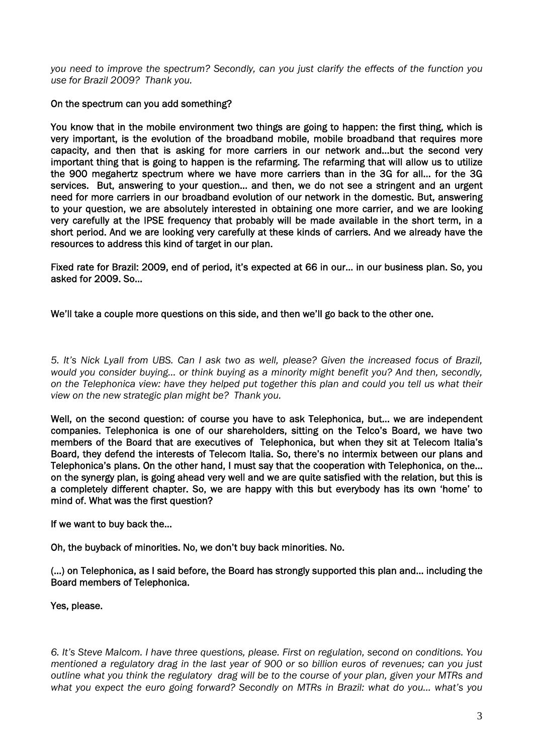*you need to improve the spectrum? Secondly, can you just clarify the effects of the function you use for Brazil 2009? Thank you.*

On the spectrum can you add something?

You know that in the mobile environment two things are going to happen: the first thing, which is very important, is the evolution of the broadband mobile, mobile broadband that requires more capacity, and then that is asking for more carriers in our network and…but the second very important thing that is going to happen is the refarming. The refarming that will allow us to utilize the 900 megahertz spectrum where we have more carriers than in the 3G for all… for the 3G services. But, answering to your question… and then, we do not see a stringent and an urgent need for more carriers in our broadband evolution of our network in the domestic. But, answering to your question, we are absolutely interested in obtaining one more carrier, and we are looking very carefully at the IPSE frequency that probably will be made available in the short term, in a short period. And we are looking very carefully at these kinds of carriers. And we already have the resources to address this kind of target in our plan.

Fixed rate for Brazil: 2009, end of period, it's expected at 66 in our… in our business plan. So, you asked for 2009. So…

We'll take a couple more questions on this side, and then we'll go back to the other one.

*5. It's Nick Lyall from UBS. Can I ask two as well, please? Given the increased focus of Brazil, would you consider buying… or think buying as a minority might benefit you? And then, secondly, on the Telephonica view: have they helped put together this plan and could you tell us what their view on the new strategic plan might be? Thank you.*

Well, on the second question: of course you have to ask Telephonica, but… we are independent companies. Telephonica is one of our shareholders, sitting on the Telco's Board, we have two members of the Board that are executives of Telephonica, but when they sit at Telecom Italia's Board, they defend the interests of Telecom Italia. So, there's no intermix between our plans and Telephonica's plans. On the other hand, I must say that the cooperation with Telephonica, on the… on the synergy plan, is going ahead very well and we are quite satisfied with the relation, but this is a completely different chapter. So, we are happy with this but everybody has its own 'home' to mind of. What was the first question?

If we want to buy back the…

Oh, the buyback of minorities. No, we don't buy back minorities. No.

(…) on Telephonica, as I said before, the Board has strongly supported this plan and… including the Board members of Telephonica.

Yes, please.

*6. It's Steve Malcom. I have three questions, please. First on regulation, second on conditions. You mentioned a regulatory drag in the last year of 900 or so billion euros of revenues; can you just outline what you think the regulatory drag will be to the course of your plan, given your MTRs and what you expect the euro going forward? Secondly on MTRs in Brazil: what do you… what's you*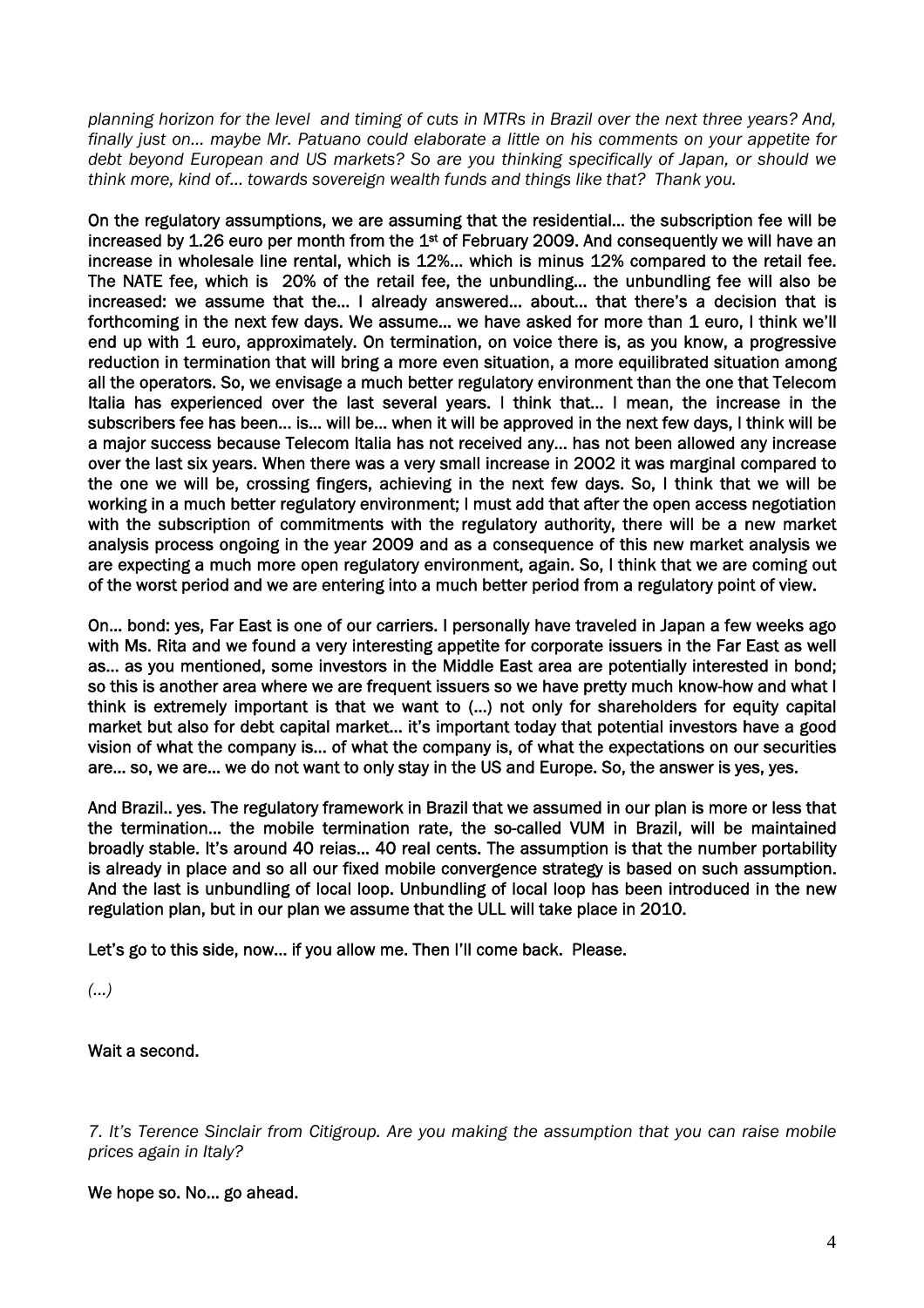*planning horizon for the level and timing of cuts in MTRs in Brazil over the next three years? And, finally just on… maybe Mr. Patuano could elaborate a little on his comments on your appetite for debt beyond European and US markets? So are you thinking specifically of Japan, or should we think more, kind of… towards sovereign wealth funds and things like that? Thank you.*

On the regulatory assumptions, we are assuming that the residential… the subscription fee will be increased by 1.26 euro per month from the 1st of February 2009. And consequently we will have an increase in wholesale line rental, which is 12%… which is minus 12% compared to the retail fee. The NATE fee, which is 20% of the retail fee, the unbundling… the unbundling fee will also be increased: we assume that the… I already answered… about… that there's a decision that is forthcoming in the next few days. We assume… we have asked for more than 1 euro, I think we'll end up with 1 euro, approximately. On termination, on voice there is, as you know, a progressive reduction in termination that will bring a more even situation, a more equilibrated situation among all the operators. So, we envisage a much better regulatory environment than the one that Telecom Italia has experienced over the last several years. I think that… I mean, the increase in the subscribers fee has been… is… will be… when it will be approved in the next few days, I think will be a major success because Telecom Italia has not received any… has not been allowed any increase over the last six years. When there was a very small increase in 2002 it was marginal compared to the one we will be, crossing fingers, achieving in the next few days. So, I think that we will be working in a much better regulatory environment; I must add that after the open access negotiation with the subscription of commitments with the regulatory authority, there will be a new market analysis process ongoing in the year 2009 and as a consequence of this new market analysis we are expecting a much more open regulatory environment, again. So, I think that we are coming out of the worst period and we are entering into a much better period from a regulatory point of view.

On… bond: yes, Far East is one of our carriers. I personally have traveled in Japan a few weeks ago with Ms. Rita and we found a very interesting appetite for corporate issuers in the Far East as well as… as you mentioned, some investors in the Middle East area are potentially interested in bond; so this is another area where we are frequent issuers so we have pretty much know-how and what I think is extremely important is that we want to (…) not only for shareholders for equity capital market but also for debt capital market… it's important today that potential investors have a good vision of what the company is… of what the company is, of what the expectations on our securities are… so, we are… we do not want to only stay in the US and Europe. So, the answer is yes, yes.

And Brazil.. yes. The regulatory framework in Brazil that we assumed in our plan is more or less that the termination… the mobile termination rate, the so-called VUM in Brazil, will be maintained broadly stable. It's around 40 reias… 40 real cents. The assumption is that the number portability is already in place and so all our fixed mobile convergence strategy is based on such assumption. And the last is unbundling of local loop. Unbundling of local loop has been introduced in the new regulation plan, but in our plan we assume that the ULL will take place in 2010.

Let's go to this side, now… if you allow me. Then I'll come back. Please.

*(…)*

Wait a second.

*7. It's Terence Sinclair from Citigroup. Are you making the assumption that you can raise mobile prices again in Italy?*

We hope so. No… go ahead.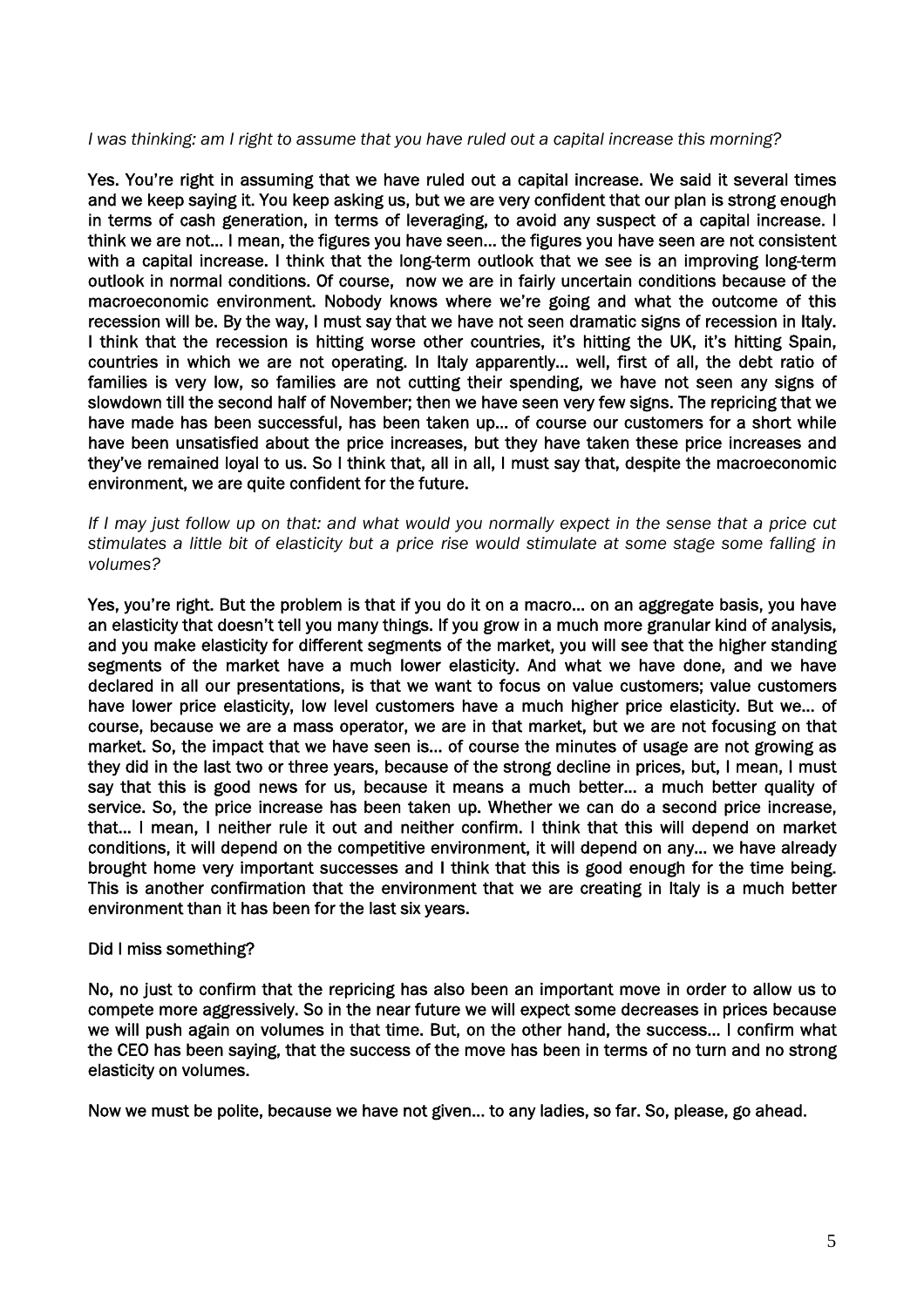*I was thinking: am I right to assume that you have ruled out a capital increase this morning?*

**Yes. You're right in assuming that we have ruled out a capital increase. We said it several times and we keep saying it. You keep asking us, but we are very confident that our plan is strong enough in terms of cash generation, in terms of leveraging, to avoid any suspect of a capital increase. I think we are not... I mean, the figures you have seen... the figures you have seen are not consistent with a capital increase. I think that the long-term outlook that we see is an improving long-term outlook in normal conditions. Of course, now we are in fairly uncertain conditions because of the macroeconomic environment. Nobody knows where we're going and what the outcome of this recession will be. By the way, I must say that we have not seen dramatic signs of recession in Italy. I think that the recession is hitting worse other countries, it's hitting the UK, it's hitting Spain, countries in which we are not operating. In Italy apparently... well, first of all, the debt ratio of families is very low, so families are not cutting their spending, we have not seen any signs of slowdown till the second half of November; then we have seen very few signs. The repricing that we have made has been successful, has been taken up... of course our customers for a short while have been unsatisfied about the price increases, but they have taken these price increases and they've remained loyal to us. So I think that, all in all, I must say that, despite the macroeconomic environment, we are quite confident for the future.**

*If I may just follow up on that: and what would you normally expect in the sense that a price cut stimulates a little bit of elasticity but a price rise would stimulate at some stage some falling in volumes?*

**Yes, you're right. But the problem is that if you do it on a macro... on an aggregate basis, you have an elasticity that doesn't tell you many things. If you grow in a much more granular kind of analysis, and you make elasticity for different segments of the market, you will see that the higher standing segments of the market have a much lower elasticity. And what we have done, and we have declared in all our presentations, is that we want to focus on value customers; value customers have lower price elasticity, low level customers have a much higher price elasticity. But we... of course, because we are a mass operator, we are in that market, but we are not focusing on that market. So, the impact that we have seen is... of course the minutes of usage are not growing as they did in the last two or three years, because of the strong decline in prices, but, I mean, I must say that this is good news for us, because it means a much better... a much better quality of service. So, the price increase has been taken up. Whether we can do a second price increase, that... I mean, I neither rule it out and neither confirm. I think that this will depend on market conditions, it will depend on the competitive environment, it will depend on any... we have already brought home very important successes and I think that this is good enough for the time being. This is another confirmation that the environment that we are creating in Italy is a much better environment than it has been for the last six years.**

**Did I miss something?**

**No, no just to confirm that the repricing has also been an important move in order to allow us to compete more aggressively. So in the near future we will expect some decreases in prices because we will push again on volumes in that time. But, on the other hand, the success... I confirm what the CEO has been saying, that the success of the move has been in terms of no turn and no strong elasticity on volumes.**

**Now we must be polite, because we have not given... to any ladies, so far. So, please, go ahead.**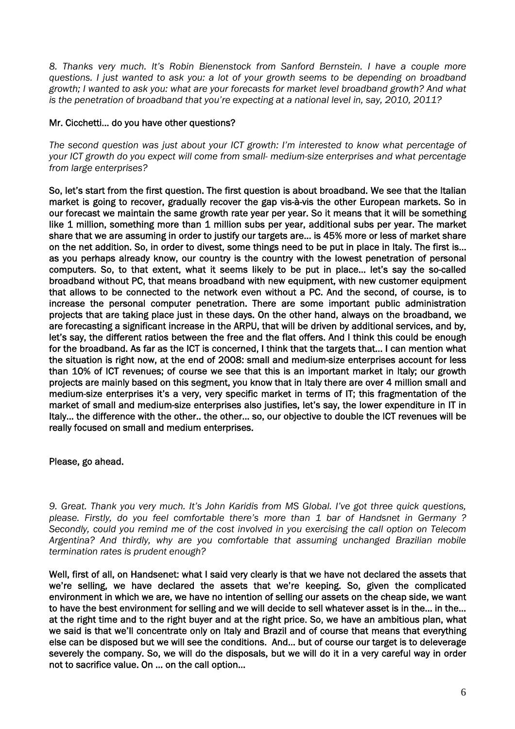*8. Thanks very much. It's Robin Bienenstock from Sanford Bernstein. I have a couple more questions. I just wanted to ask you: a lot of your growth seems to be depending on broadband growth; I wanted to ask you: what are your forecasts for market level broadband growth? And what is the penetration of broadband that you're expecting at a national level in, say, 2010, 2011?*

Mr. Cicchetti… do you have other questions?

*The second question was just about your ICT growth: I'm interested to know what percentage of your ICT growth do you expect will come from small- medium-size enterprises and what percentage from large enterprises?*

So, let's start from the first question. The first question is about broadband. We see that the Italian market is going to recover, gradually recover the gap vis-à-vis the other European markets. So in our forecast we maintain the same growth rate year per year. So it means that it will be something like 1 million, something more than 1 million subs per year, additional subs per year. The market share that we are assuming in order to justify our targets are… is 45% more or less of market share on the net addition. So, in order to divest, some things need to be put in place in Italy. The first is… as you perhaps already know, our country is the country with the lowest penetration of personal computers. So, to that extent, what it seems likely to be put in place… let's say the so-called broadband without PC, that means broadband with new equipment, with new customer equipment that allows to be connected to the network even without a PC. And the second, of course, is to increase the personal computer penetration. There are some important public administration projects that are taking place just in these days. On the other hand, always on the broadband, we are forecasting a significant increase in the ARPU, that will be driven by additional services, and by, let's say, the different ratios between the free and the flat offers. And I think this could be enough for the broadband. As far as the ICT is concerned, I think that the targets that… I can mention what the situation is right now, at the end of 2008: small and medium-size enterprises account for less than 10% of ICT revenues; of course we see that this is an important market in Italy; our growth projects are mainly based on this segment, you know that in Italy there are over 4 million small and medium-size enterprises it's a very, very specific market in terms of IT; this fragmentation of the market of small and medium-size enterprises also justifies, let's say, the lower expenditure in IT in Italy… the difference with the other.. the other… so, our objective to double the ICT revenues will be really focused on small and medium enterprises.

Please, go ahead.

*9. Great. Thank you very much. It's John Karidis from MS Global. I've got three quick questions, please. Firstly, do you feel comfortable there's more than 1 bar of Handsnet in Germany ? Secondly, could you remind me of the cost involved in you exercising the call option on Telecom Argentina? And thirdly, why are you comfortable that assuming unchanged Brazilian mobile termination rates is prudent enough?*

Well, first of all, on Handsenet: what I said very clearly is that we have not declared the assets that we're selling, we have declared the assets that we're keeping. So, given the complicated environment in which we are, we have no intention of selling our assets on the cheap side, we want to have the best environment for selling and we will decide to sell whatever asset is in the… in the… at the right time and to the right buyer and at the right price. So, we have an ambitious plan, what we said is that we'll concentrate only on Italy and Brazil and of course that means that everything else can be disposed but we will see the conditions. And… but of course our target is to deleverage severely the company. So, we will do the disposals, but we will do it in a very careful way in order not to sacrifice value. On … on the call option…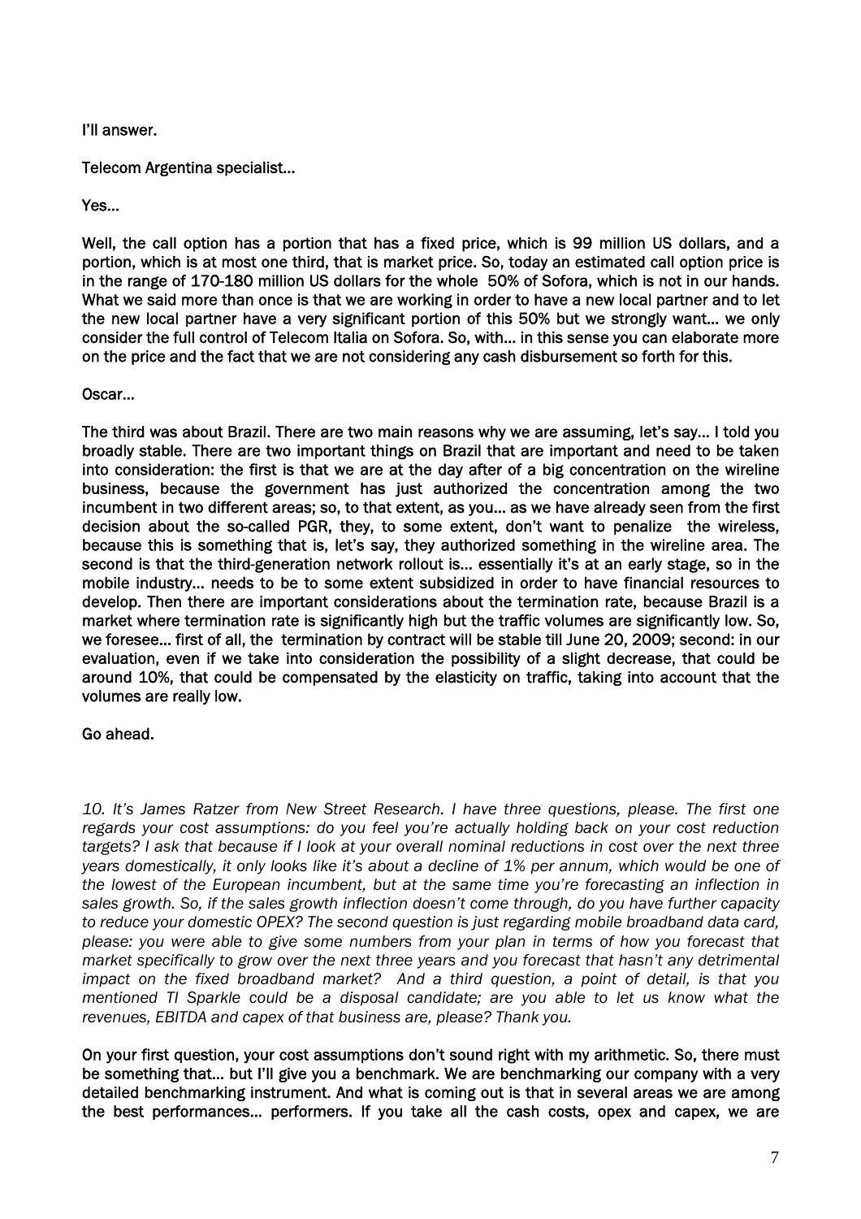**I'll answer.**

**Telecom Argentina specialist…**

**Yes…**

**Well, the call option has a portion that has a fixed price, which is 99 million US dollars, and a portion, which is at most one third, that is market price. So, today an estimated call option price is in the range of 170-180 million US dollars for the whole 50% of Sofora, which is not in our hands. What we said more than once is that we are working in order to have a new local partner and to let the new local partner have a very significant portion of this 50% but we strongly want… we only consider the full control of Telecom Italia on Sofora. So, with… in this sense you can elaborate more on the price and the fact that we are not considering any cash disbursement so forth for this.**

**Oscar…**

**The third was about Brazil. There are two main reasons why we are assuming, let's say… I told you broadly stable. There are two important things on Brazil that are important and need to be taken into consideration: the first is that we are at the day after of a big concentration on the wireline business, because the government has just authorized the concentration among the two incumbent in two different areas; so, to that extent, as you… as we have already seen from the first decision about the so-called PGR, they, to some extent, don't want to penalize the wireless, because this is something that is, let's say, they authorized something in the wireline area. The second is that the third-generation network rollout is… essentially it's at an early stage, so in the mobile industry… needs to be to some extent subsidized in order to have financial resources to develop. Then there are important considerations about the termination rate, because Brazil is a market where termination rate is significantly high but the traffic volumes are significantly low. So, we foresee… first of all, the termination by contract will be stable till June 20, 2009; second: in our evaluation, even if we take into consideration the possibility of a slight decrease, that could be around 10%, that could be compensated by the elasticity on traffic, taking into account that the volumes are really low.**

**Go ahead.**

*10. It's James Ratzer from New Street Research. I have three questions, please. The first one regards your cost assumptions: do you feel you're actually holding back on your cost reduction targets? I ask that because if I look at your overall nominal reductions in cost over the next three years domestically, it only looks like it's about a decline of 1% per annum, which would be one of the lowest of the European incumbent, but at the same time you're forecasting an inflection in sales growth. So, if the sales growth inflection doesn't come through, do you have further capacity to reduce your domestic OPEX? The second question is just regarding mobile broadband data card, please: you were able to give some numbers from your plan in terms of how you forecast that market specifically to grow over the next three years and you forecast that hasn't any detrimental impact on the fixed broadband market? And a third question, a point of detail, is that you mentioned TI Sparkle could be a disposal candidate; are you able to let us know what the revenues, EBITDA and capex of that business are, please? Thank you.*

**On your first question, your cost assumptions don't sound right with my arithmetic. So, there must be something that… but I'll give you a benchmark. We are benchmarking our company with a very detailed benchmarking instrument. And what is coming out is that in several areas we are among the best performances… performers. If you take all the cash costs, opex and capex, we are**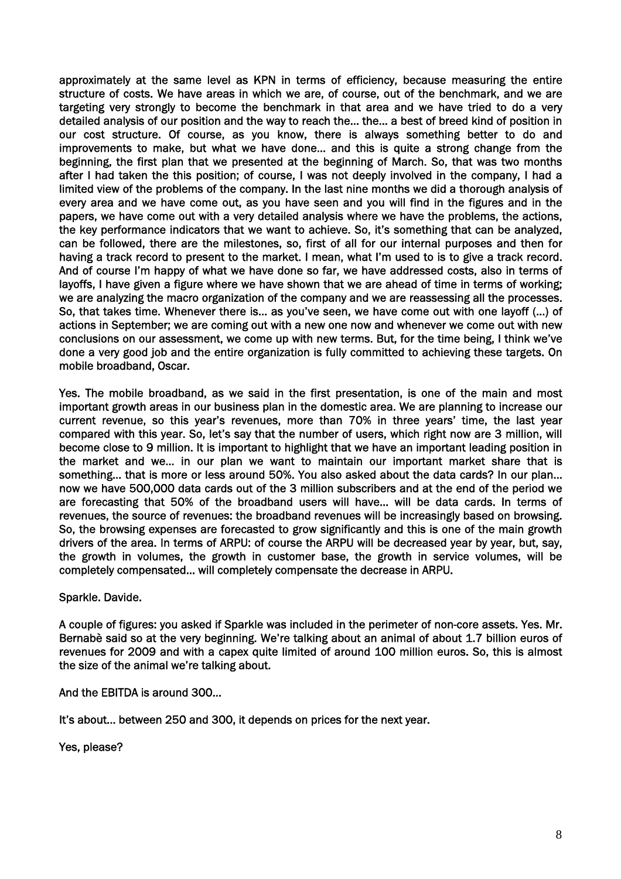approximately at the same level as KPN in terms of efficiency, because measuring the entire structure of costs. We have areas in which we are, of course, out of the benchmark, and we are targeting very strongly to become the benchmark in that area and we have tried to do a very detailed analysis of our position and the way to reach the... the... a best of breed kind of position in our cost structure. Of course, as you know, there is always something better to do and improvements to make, but what we have done... and this is quite a strong change from the beginning, the first plan that we presented at the beginning of March. So, that was two months after I had taken the this position; of course, I was not deeply involved in the company, I had a limited view of the problems of the company. In the last nine months we did a thorough analysis of every area and we have come out, as you have seen and you will find in the figures and in the papers, we have come out with a very detailed analysis where we have the problems, the actions, the key performance indicators that we want to achieve. So, it's something that can be analyzed, can be followed, there are the milestones, so, first of all for our internal purposes and then for having a track record to present to the market. I mean, what I'm used to is to give a track record. And of course I'm happy of what we have done so far, we have addressed costs, also in terms of layoffs, I have given a figure where we have shown that we are ahead of time in terms of working; we are analyzing the macro organization of the company and we are reassessing all the processes. So, that takes time. Whenever there is... as you've seen, we have come out with one layoff (...) of actions in September; we are coming out with a new one now and whenever we come out with new conclusions on our assessment, we come up with new terms. But, for the time being, I think we've done a very good job and the entire organization is fully committed to achieving these targets. On mobile broadband, Oscar.

Yes. The mobile broadband, as we said in the first presentation, is one of the main and most important growth areas in our business plan in the domestic area. We are planning to increase our current revenue, so this year's revenues, more than 70% in three years' time, the last year compared with this year. So, let's say that the number of users, which right now are 3 million, will become close to 9 million. It is important to highlight that we have an important leading position in the market and we... in our plan we want to maintain our important market share that is something... that is more or less around 50%. You also asked about the data cards? In our plan... now we have 500,000 data cards out of the 3 million subscribers and at the end of the period we are forecasting that 50% of the broadband users will have... will be data cards. In terms of revenues, the source of revenues: the broadband revenues will be increasingly based on browsing. So, the browsing expenses are forecasted to grow significantly and this is one of the main growth drivers of the area. In terms of ARPU: of course the ARPU will be decreased year by year, but, say, the growth in volumes, the growth in customer base, the growth in service volumes, will be completely compensated... will completely compensate the decrease in ARPU.

Sparkle. Davide.

A couple of figures: you asked if Sparkle was included in the perimeter of non-core assets. Yes. Mr. Bernabè said so at the very beginning. We're talking about an animal of about 1.7 billion euros of revenues for 2009 and with a capex quite limited of around 100 million euros. So, this is almost the size of the animal we're talking about.

And the EBITDA is around 300...

It's about... between 250 and 300, it depends on prices for the next year.

Yes, please?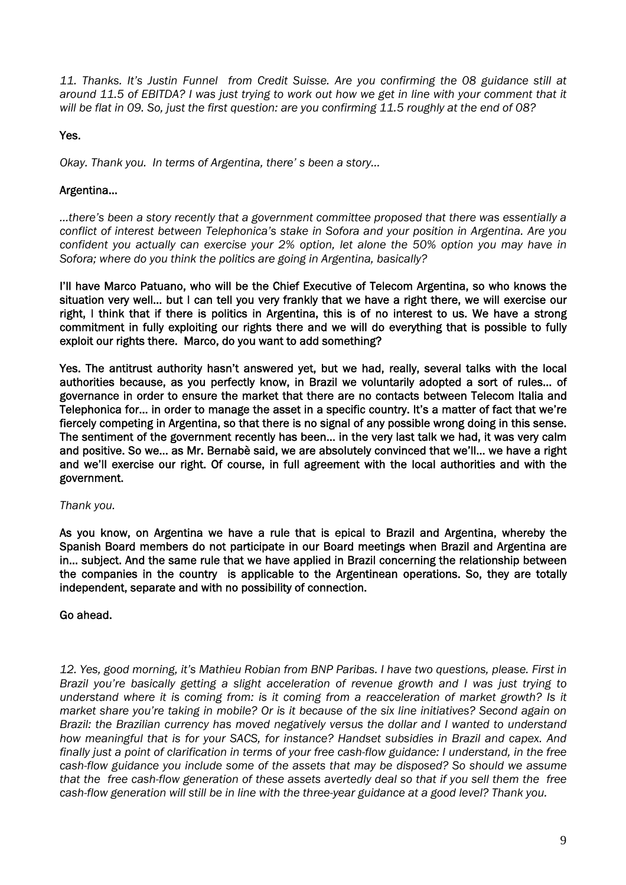*11. Thanks. It's Justin Funnel from Credit Suisse. Are you confirming the 08 guidance still at around 11.5 of EBITDA? I was just trying to work out how we get in line with your comment that it will be flat in 09. So, just the first question: are you confirming 11.5 roughly at the end of 08?*

**Yes.**

*Okay. Thank you. In terms of Argentina, there' s been a story...*

**Argentina...**

*...there's been a story recently that a government committee proposed that there was essentially a conflict of interest between Telephonica's stake in Sofora and your position in Argentina. Are you confident you actually can exercise your 2% option, let alone the 50% option you may have in Sofora; where do you think the politics are going in Argentina, basically?*

**I'll have Marco Patuano, who will be the Chief Executive of Telecom Argentina, so who knows the situation very well... but I can tell you very frankly that we have a right there, we will exercise our right, I think that if there is politics in Argentina, this is of no interest to us. We have a strong commitment in fully exploiting our rights there and we will do everything that is possible to fully exploit our rights there. Marco, do you want to add something?**

**Yes. The antitrust authority hasn't answered yet, but we had, really, several talks with the local authorities because, as you perfectly know, in Brazil we voluntarily adopted a sort of rules... of governance in order to ensure the market that there are no contacts between Telecom Italia and Telephonica for... in order to manage the asset in a specific country. It's a matter of fact that we're fiercely competing in Argentina, so that there is no signal of any possible wrong doing in this sense. The sentiment of the government recently has been... in the very last talk we had, it was very calm and positive. So we... as Mr. Bernabè said, we are absolutely convinced that we'll... we have a right and we'll exercise our right. Of course, in full agreement with the local authorities and with the government.**

*Thank you.*

**As you know, on Argentina we have a rule that is epical to Brazil and Argentina, whereby the Spanish Board members do not participate in our Board meetings when Brazil and Argentina are in... subject. And the same rule that we have applied in Brazil concerning the relationship between the companies in the country is applicable to the Argentinean operations. So, they are totally independent, separate and with no possibility of connection.**

**Go ahead.**

*12. Yes, good morning, it's Mathieu Robian from BNP Paribas. I have two questions, please. First in Brazil you're basically getting a slight acceleration of revenue growth and I was just trying to understand where it is coming from: is it coming from a reacceleration of market growth? Is it market share you're taking in mobile? Or is it because of the six line initiatives? Second again on Brazil: the Brazilian currency has moved negatively versus the dollar and I wanted to understand how meaningful that is for your SACS, for instance? Handset subsidies in Brazil and capex. And finally just a point of clarification in terms of your free cash-flow guidance: I understand, in the free cash-flow guidance you include some of the assets that may be disposed? So should we assume that the free cash-flow generation of these assets avertedly deal so that if you sell them the free cash-flow generation will still be in line with the three-year guidance at a good level? Thank you.*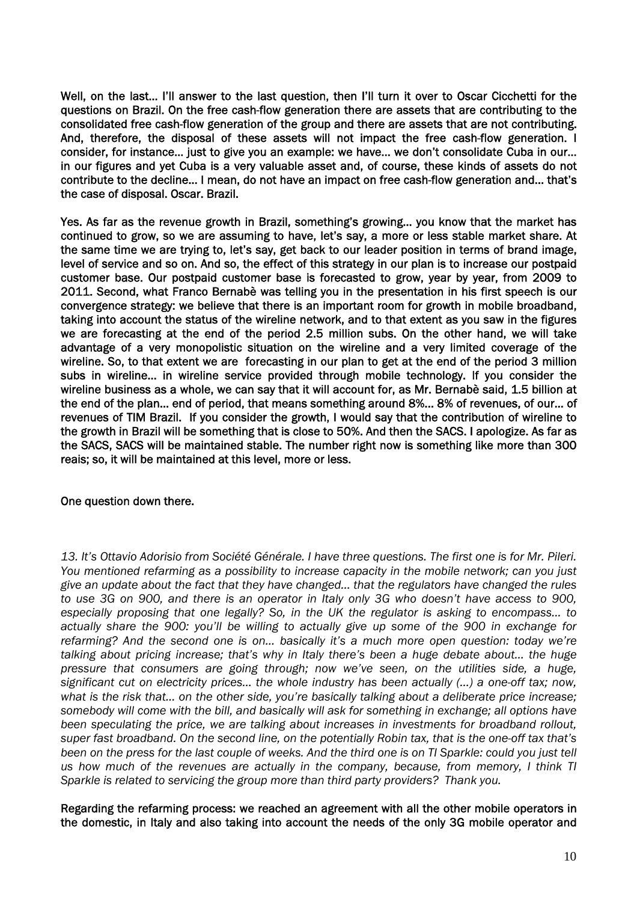**Well, on the last… I'll answer to the last question, then I'll turn it over to Oscar Cicchetti for the questions on Brazil. On the free cash-flow generation there are assets that are contributing to the consolidated free cash-flow generation of the group and there are assets that are not contributing. And, therefore, the disposal of these assets will not impact the free cash-flow generation. I consider, for instance… just to give you an example: we have… we don't consolidate Cuba in our… in our figures and yet Cuba is a very valuable asset and, of course, these kinds of assets do not contribute to the decline… I mean, do not have an impact on free cash-flow generation and… that's the case of disposal. Oscar. Brazil.**

**Yes. As far as the revenue growth in Brazil, something's growing… you know that the market has continued to grow, so we are assuming to have, let's say, a more or less stable market share. At the same time we are trying to, let's say, get back to our leader position in terms of brand image, level of service and so on. And so, the effect of this strategy in our plan is to increase our postpaid customer base. Our postpaid customer base is forecasted to grow, year by year, from 2009 to 2011. Second, what Franco Bernabè was telling you in the presentation in his first speech is our convergence strategy: we believe that there is an important room for growth in mobile broadband, taking into account the status of the wireline network, and to that extent as you saw in the figures we are forecasting at the end of the period 2.5 million subs. On the other hand, we will take advantage of a very monopolistic situation on the wireline and a very limited coverage of the wireline. So, to that extent we are forecasting in our plan to get at the end of the period 3 million subs in wireline… in wireline service provided through mobile technology. If you consider the wireline business as a whole, we can say that it will account for, as Mr. Bernabè said, 1.5 billion at the end of the plan… end of period, that means something around 8%… 8% of revenues, of our… of revenues of TIM Brazil. If you consider the growth, I would say that the contribution of wireline to the growth in Brazil will be something that is close to 50%. And then the SACS. I apologize. As far as the SACS, SACS will be maintained stable. The number right now is something like more than 300 reais; so, it will be maintained at this level, more or less.**

**One question down there.**

*13. It's Ottavio Adorisio from Société Générale. I have three questions. The first one is for Mr. Pileri. You mentioned refarming as a possibility to increase capacity in the mobile network; can you just give an update about the fact that they have changed… that the regulators have changed the rules to use 3G on 900, and there is an operator in Italy only 3G who doesn't have access to 900, especially proposing that one legally? So, in the UK the regulator is asking to encompass… to actually share the 900: you'll be willing to actually give up some of the 900 in exchange for refarming? And the second one is on… basically it's a much more open question: today we're talking about pricing increase; that's why in Italy there's been a huge debate about… the huge pressure that consumers are going through; now we've seen, on the utilities side, a huge, significant cut on electricity prices… the whole industry has been actually (…) a one-off tax; now, what is the risk that… on the other side, you're basically talking about a deliberate price increase; somebody will come with the bill, and basically will ask for something in exchange; all options have been speculating the price, we are talking about increases in investments for broadband rollout, super fast broadband. On the second line, on the potentially Robin tax, that is the one-off tax that's been on the press for the last couple of weeks. And the third one is on TI Sparkle: could you just tell us how much of the revenues are actually in the company, because, from memory, I think TI Sparkle is related to servicing the group more than third party providers? Thank you.*

**Regarding the refarming process: we reached an agreement with all the other mobile operators in the domestic, in Italy and also taking into account the needs of the only 3G mobile operator and**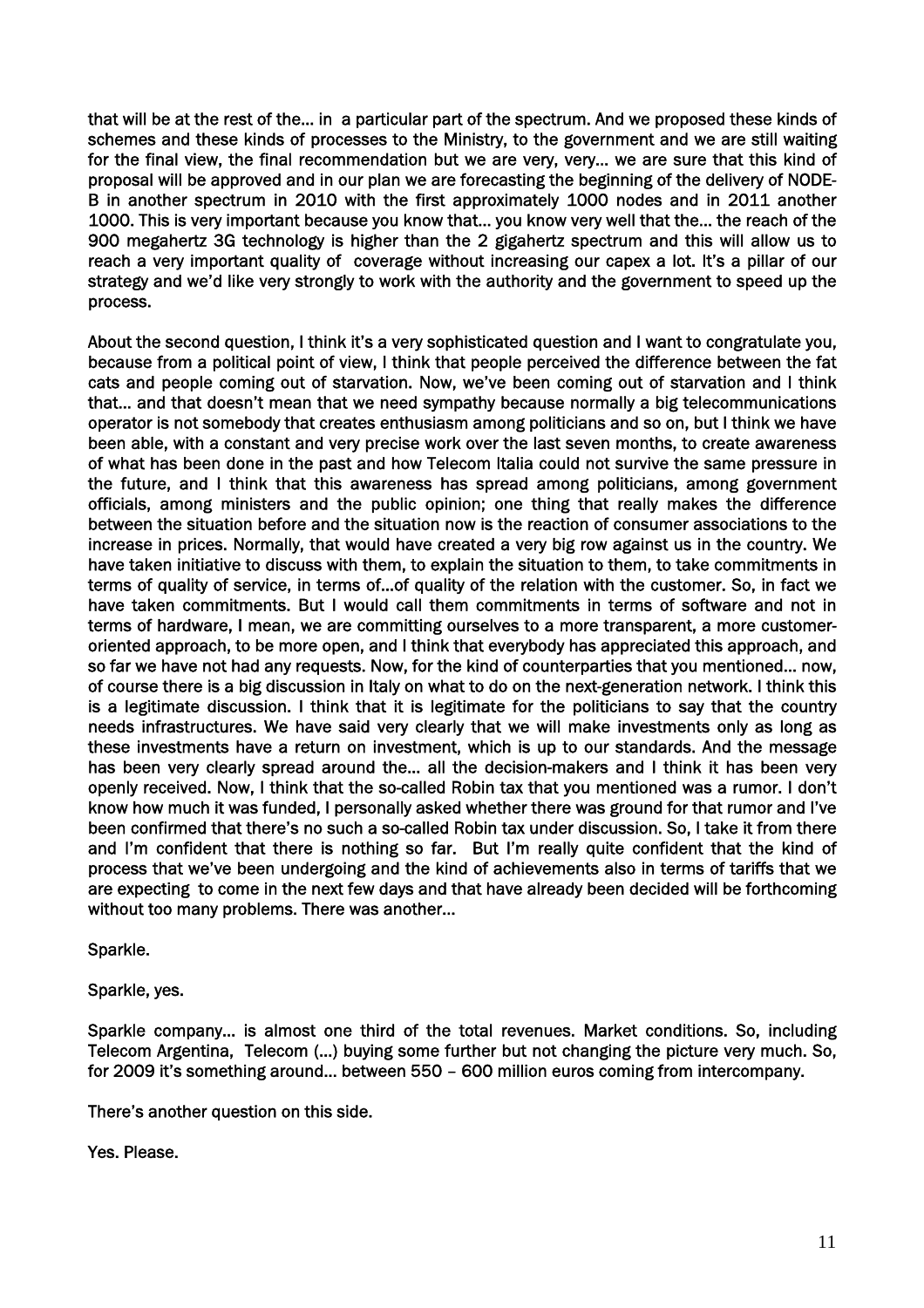that will be at the rest of the… in a particular part of the spectrum. And we proposed these kinds of schemes and these kinds of processes to the Ministry, to the government and we are still waiting for the final view, the final recommendation but we are very, very… we are sure that this kind of proposal will be approved and in our plan we are forecasting the beginning of the delivery of NODE-B in another spectrum in 2010 with the first approximately 1000 nodes and in 2011 another 1000. This is very important because you know that… you know very well that the… the reach of the 900 megahertz 3G technology is higher than the 2 gigahertz spectrum and this will allow us to reach a very important quality of coverage without increasing our capex a lot. It's a pillar of our strategy and we'd like very strongly to work with the authority and the government to speed up the process.

About the second question, I think it's a very sophisticated question and I want to congratulate you, because from a political point of view, I think that people perceived the difference between the fat cats and people coming out of starvation. Now, we've been coming out of starvation and I think that… and that doesn't mean that we need sympathy because normally a big telecommunications operator is not somebody that creates enthusiasm among politicians and so on, but I think we have been able, with a constant and very precise work over the last seven months, to create awareness of what has been done in the past and how Telecom Italia could not survive the same pressure in the future, and I think that this awareness has spread among politicians, among government officials, among ministers and the public opinion; one thing that really makes the difference between the situation before and the situation now is the reaction of consumer associations to the increase in prices. Normally, that would have created a very big row against us in the country. We have taken initiative to discuss with them, to explain the situation to them, to take commitments in terms of quality of service, in terms of…of quality of the relation with the customer. So, in fact we have taken commitments. But I would call them commitments in terms of software and not in terms of hardware, I mean, we are committing ourselves to a more transparent, a more customer-oriented approach, to be more open, and I think that everybody has appreciated this approach, and so far we have not had any requests. Now, for the kind of counterparties that you mentioned… now, of course there is a big discussion in Italy on what to do on the next-generation network. I think this is a legitimate discussion. I think that it is legitimate for the politicians to say that the country needs infrastructures. We have said very clearly that we will make investments only as long as these investments have a return on investment, which is up to our standards. And the message has been very clearly spread around the… all the decision-makers and I think it has been very openly received. Now, I think that the so-called Robin tax that you mentioned was a rumor. I don't know how much it was funded, I personally asked whether there was ground for that rumor and I've been confirmed that there's no such a so-called Robin tax under discussion. So, I take it from there and I'm confident that there is nothing so far. But I'm really quite confident that the kind of process that we've been undergoing and the kind of achievements also in terms of tariffs that we are expecting to come in the next few days and that have already been decided will be forthcoming without too many problems. There was another…

Sparkle.

Sparkle, yes.

Sparkle company… is almost one third of the total revenues. Market conditions. So, including Telecom Argentina, Telecom (…) buying some further but not changing the picture very much. So, for 2009 it's something around… between 550 – 600 million euros coming from intercompany.

There's another question on this side.

Yes. Please.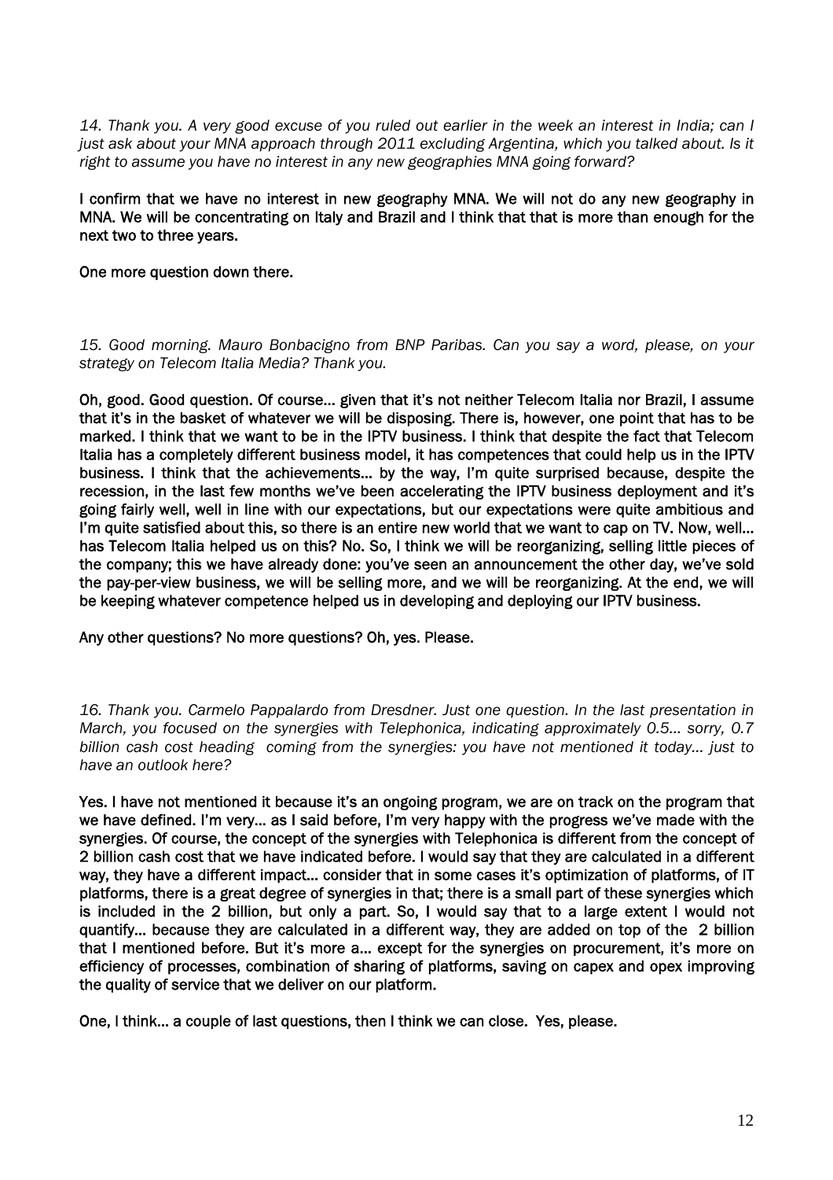*14. Thank you. A very good excuse of you ruled out earlier in the week an interest in India; can I just ask about your MNA approach through 2011 excluding Argentina, which you talked about. Is it right to assume you have no interest in any new geographies MNA going forward?*

**I confirm that we have no interest in new geography MNA. We will not do any new geography in MNA. We will be concentrating on Italy and Brazil and I think that that is more than enough for the next two to three years.**

**One more question down there.**

*15. Good morning. Mauro Bonbacigno from BNP Paribas. Can you say a word, please, on your strategy on Telecom Italia Media? Thank you.*

**Oh, good. Good question. Of course… given that it's not neither Telecom Italia nor Brazil, I assume that it's in the basket of whatever we will be disposing. There is, however, one point that has to be marked. I think that we want to be in the IPTV business. I think that despite the fact that Telecom Italia has a completely different business model, it has competences that could help us in the IPTV business. I think that the achievements… by the way, I'm quite surprised because, despite the recession, in the last few months we've been accelerating the IPTV business deployment and it's going fairly well, well in line with our expectations, but our expectations were quite ambitious and I'm quite satisfied about this, so there is an entire new world that we want to cap on TV. Now, well… has Telecom Italia helped us on this? No. So, I think we will be reorganizing, selling little pieces of the company; this we have already done: you've seen an announcement the other day, we've sold the pay-per-view business, we will be selling more, and we will be reorganizing. At the end, we will be keeping whatever competence helped us in developing and deploying our IPTV business.**

**Any other questions? No more questions? Oh, yes. Please.**

*16. Thank you. Carmelo Pappalardo from Dresdner. Just one question. In the last presentation in March, you focused on the synergies with Telephonica, indicating approximately 0.5… sorry, 0.7 billion cash cost heading coming from the synergies: you have not mentioned it today… just to have an outlook here?*

**Yes. I have not mentioned it because it's an ongoing program, we are on track on the program that we have defined. I'm very… as I said before, I'm very happy with the progress we've made with the synergies. Of course, the concept of the synergies with Telephonica is different from the concept of 2 billion cash cost that we have indicated before. I would say that they are calculated in a different way, they have a different impact… consider that in some cases it's optimization of platforms, of IT platforms, there is a great degree of synergies in that; there is a small part of these synergies which is included in the 2 billion, but only a part. So, I would say that to a large extent I would not quantify… because they are calculated in a different way, they are added on top of the 2 billion that I mentioned before. But it's more a… except for the synergies on procurement, it's more on efficiency of processes, combination of sharing of platforms, saving on capex and opex improving the quality of service that we deliver on our platform.**

**One, I think… a couple of last questions, then I think we can close. Yes, please.**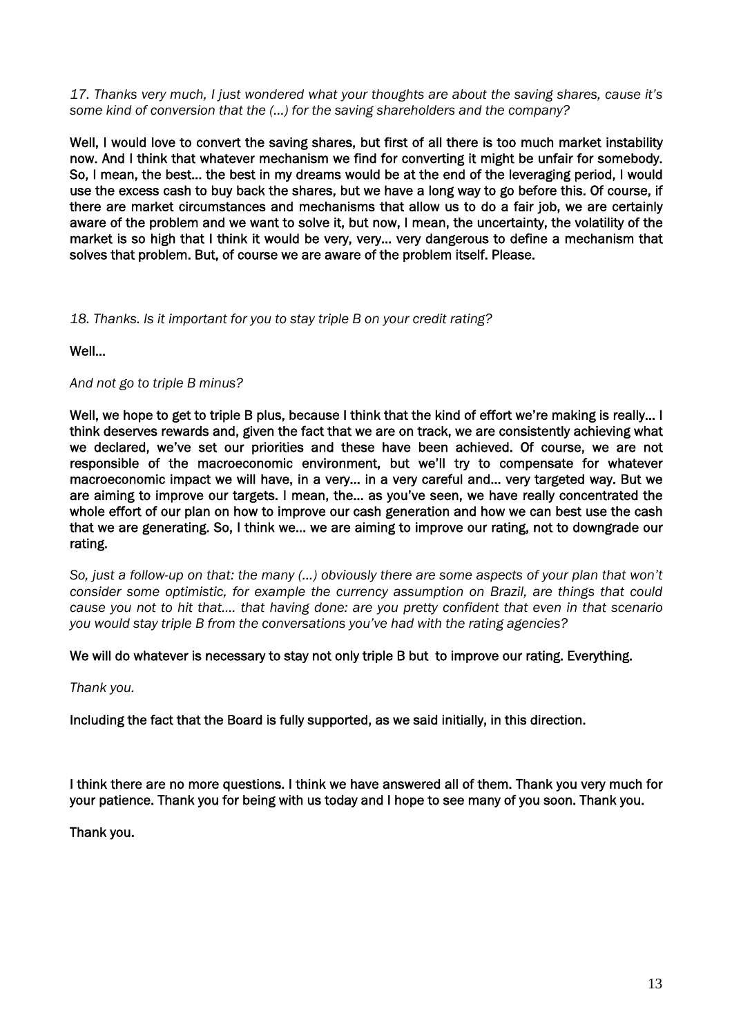*17. Thanks very much, I just wondered what your thoughts are about the saving shares, cause it's some kind of conversion that the (…) for the saving shareholders and the company?*

**Well, I would love to convert the saving shares, but first of all there is too much market instability now. And I think that whatever mechanism we find for converting it might be unfair for somebody. So, I mean, the best… the best in my dreams would be at the end of the leveraging period, I would use the excess cash to buy back the shares, but we have a long way to go before this. Of course, if there are market circumstances and mechanisms that allow us to do a fair job, we are certainly aware of the problem and we want to solve it, but now, I mean, the uncertainty, the volatility of the market is so high that I think it would be very, very… very dangerous to define a mechanism that solves that problem. But, of course we are aware of the problem itself. Please.**

*18. Thanks. Is it important for you to stay triple B on your credit rating?*

**Well…**

*And not go to triple B minus?*

**Well, we hope to get to triple B plus, because I think that the kind of effort we're making is really… I think deserves rewards and, given the fact that we are on track, we are consistently achieving what we declared, we've set our priorities and these have been achieved. Of course, we are not responsible of the macroeconomic environment, but we'll try to compensate for whatever macroeconomic impact we will have, in a very… in a very careful and… very targeted way. But we are aiming to improve our targets. I mean, the… as you've seen, we have really concentrated the whole effort of our plan on how to improve our cash generation and how we can best use the cash that we are generating. So, I think we… we are aiming to improve our rating, not to downgrade our rating.**

*So, just a follow-up on that: the many (…) obviously there are some aspects of your plan that won't consider some optimistic, for example the currency assumption on Brazil, are things that could cause you not to hit that…. that having done: are you pretty confident that even in that scenario you would stay triple B from the conversations you've had with the rating agencies?*

**We will do whatever is necessary to stay not only triple B but to improve our rating. Everything.**

*Thank you.*

**Including the fact that the Board is fully supported, as we said initially, in this direction.**

**I think there are no more questions. I think we have answered all of them. Thank you very much for your patience. Thank you for being with us today and I hope to see many of you soon. Thank you.**

**Thank you.**